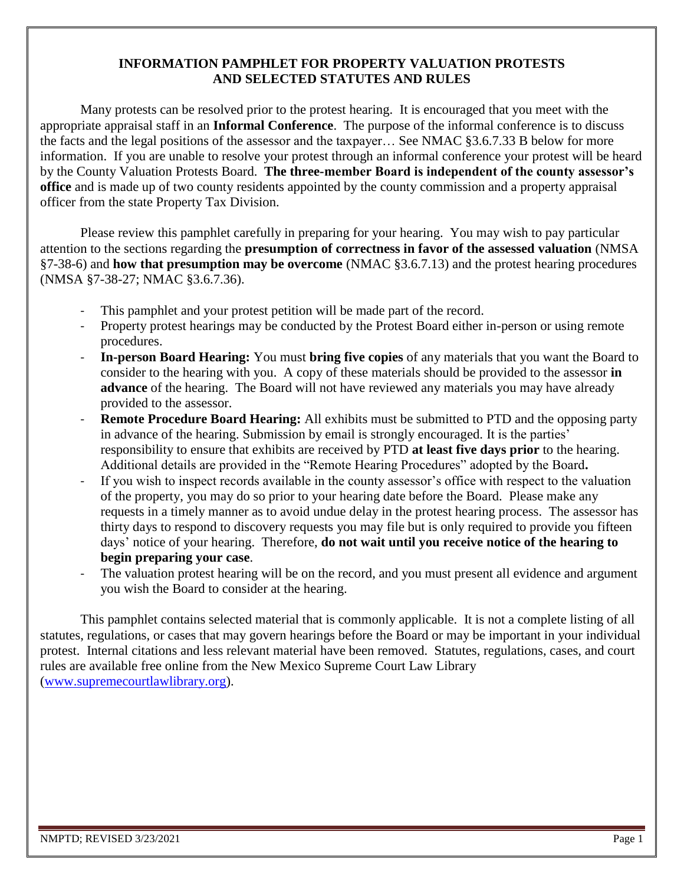# INFORMATION PAMPHLET FOR PROPERTY VALUATION PROTESTS AND SELECTED STATUTES AND RULES

Many protests can be resolved prior to the protest hearing. It is encouraged that you meet with the appropriate appraisal staff in an **Informal Conference**. The purpose of the informal conference is to discuss the facts and the legal positions of the assessor and the taxpayer… See NMAC §3.6.7.33 B below for more information. If you are unable to resolve your protest through an informal conference your protest will be heard by the County Valuation Protests Board. **The three-member Board is independent of the county assessor's office** and is made up of two county residents appointed by the county commission and a property appraisal officer from the state Property Tax Division.

Please review this pamphlet carefully in preparing for your hearing. You may wish to pay particular attention to the sections regarding the **presumption of correctness in favor of the assessed valuation** (NMSA §7-38-6) and **how that presumption may be overcome** (NMAC §3.6.7.13) and the protest hearing procedures (NMSA §7-38-27; NMAC §3.6.7.36).

- This pamphlet and your protest petition will be made part of the record.
- Property protest hearings may be conducted by the Protest Board either in-person or using remote procedures.
- **In-person Board Hearing:** You must **bring five copies** of any materials that you want the Board to consider to the hearing with you. A copy of these materials should be provided to the assessor **in advance** of the hearing. The Board will not have reviewed any materials you may have already provided to the assessor.
- **Remote Procedure Board Hearing:** All exhibits must be submitted to PTD and the opposing party in advance of the hearing. Submission by email is strongly encouraged. It is the parties' responsibility to ensure that exhibits are received by PTD **at least five days prior** to the hearing. Additional details are provided in the "Remote Hearing Procedures" adopted by the Board**.**
- If you wish to inspect records available in the county assessor's office with respect to the valuation of the property, you may do so prior to your hearing date before the Board. Please make any requests in a timely manner as to avoid undue delay in the protest hearing process. The assessor has thirty days to respond to discovery requests you may file but is only required to provide you fifteen days' notice of your hearing. Therefore, **do not wait until you receive notice of the hearing to begin preparing your case**.
- The valuation protest hearing will be on the record, and you must present all evidence and argument you wish the Board to consider at the hearing.

This pamphlet contains selected material that is commonly applicable. It is not a complete listing of all statutes, regulations, or cases that may govern hearings before the Board or may be important in your individual protest. Internal citations and less relevant material have been removed. Statutes, regulations, cases, and court rules are available free online from the New Mexico Supreme Court Law Library (www.supremecourtlawlibrary.org).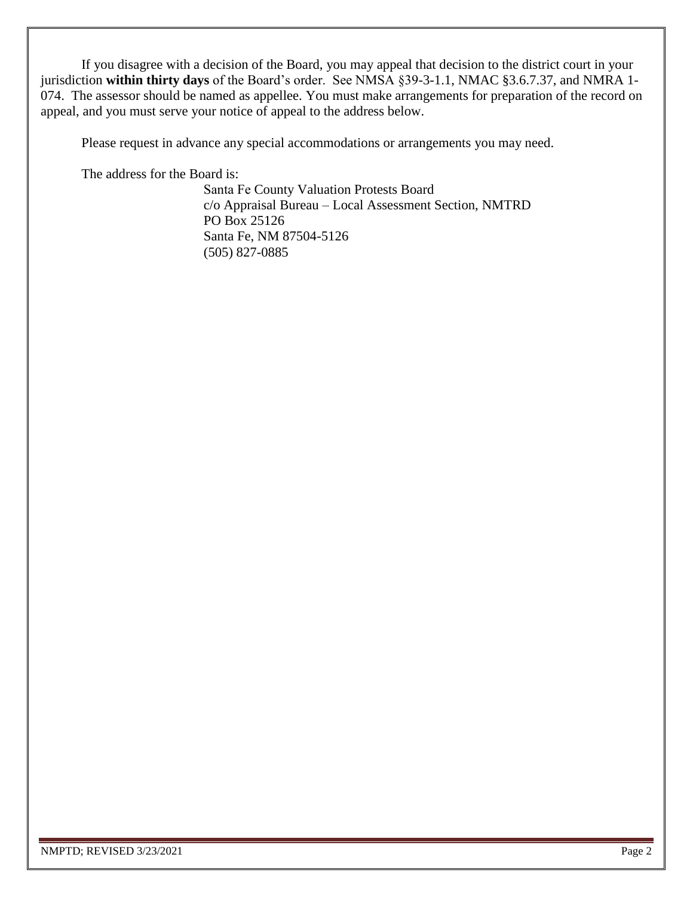If you disagree with a decision of the Board, you may appeal that decision to the district court in your jurisdiction **within thirty days** of the Board's order. See NMSA §39-3-1.1, NMAC §3.6.7.37, and NMRA 1-074. The assessor should be named as appellee. You must make arrangements for preparation of the record on appeal, and you must serve your notice of appeal to the address below.

Please request in advance any special accommodations or arrangements you may need.

The address for the Board is:

Santa Fe County Valuation Protests Board
c/o Appraisal Bureau – Local Assessment Section, NMTRD
PO Box 25126
Santa Fe, NM 87504-5126
(505) 827-0885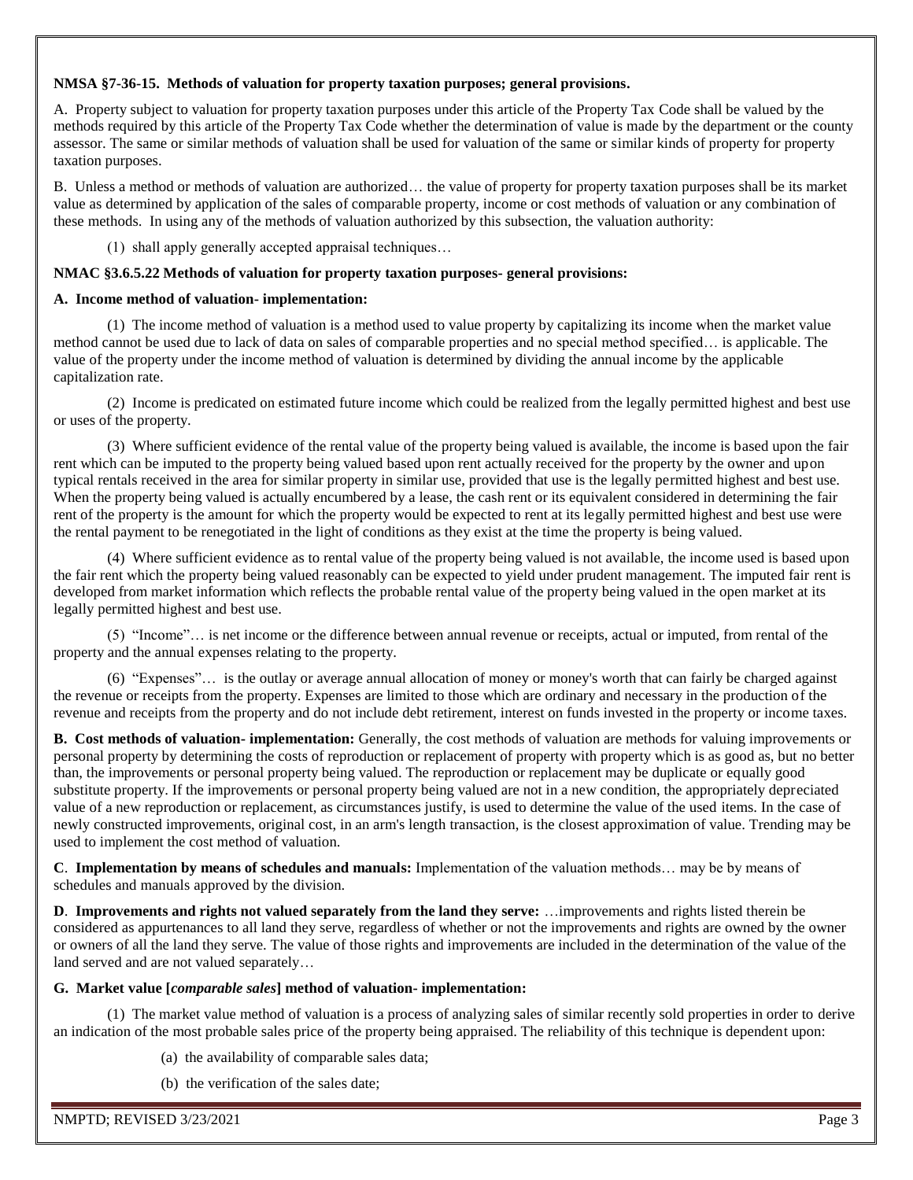**NMSA §7-36-15. Methods of valuation for property taxation purposes; general provisions.**

A. Property subject to valuation for property taxation purposes under this article of the Property Tax Code shall be valued by the methods required by this article of the Property Tax Code whether the determination of value is made by the department or the county assessor. The same or similar methods of valuation shall be used for valuation of the same or similar kinds of property for property taxation purposes.

B. Unless a method or methods of valuation are authorized… the value of property for property taxation purposes shall be its market value as determined by application of the sales of comparable property, income or cost methods of valuation or any combination of these methods. In using any of the methods of valuation authorized by this subsection, the valuation authority:

(1) shall apply generally accepted appraisal techniques…

**NMAC §3.6.5.22 Methods of valuation for property taxation purposes- general provisions:**

**A. Income method of valuation- implementation:**

(1) The income method of valuation is a method used to value property by capitalizing its income when the market value method cannot be used due to lack of data on sales of comparable properties and no special method specified… is applicable. The value of the property under the income method of valuation is determined by dividing the annual income by the applicable capitalization rate.

(2) Income is predicated on estimated future income which could be realized from the legally permitted highest and best use or uses of the property.

(3) Where sufficient evidence of the rental value of the property being valued is available, the income is based upon the fair rent which can be imputed to the property being valued based upon rent actually received for the property by the owner and upon typical rentals received in the area for similar property in similar use, provided that use is the legally permitted highest and best use. When the property being valued is actually encumbered by a lease, the cash rent or its equivalent considered in determining the fair rent of the property is the amount for which the property would be expected to rent at its legally permitted highest and best use were the rental payment to be renegotiated in the light of conditions as they exist at the time the property is being valued.

(4) Where sufficient evidence as to rental value of the property being valued is not available, the income used is based upon the fair rent which the property being valued reasonably can be expected to yield under prudent management. The imputed fair rent is developed from market information which reflects the probable rental value of the property being valued in the open market at its legally permitted highest and best use.

(5) "Income"… is net income or the difference between annual revenue or receipts, actual or imputed, from rental of the property and the annual expenses relating to the property.

(6) "Expenses"… is the outlay or average annual allocation of money or money's worth that can fairly be charged against the revenue or receipts from the property. Expenses are limited to those which are ordinary and necessary in the production of the revenue and receipts from the property and do not include debt retirement, interest on funds invested in the property or income taxes.

**B. Cost methods of valuation- implementation:** Generally, the cost methods of valuation are methods for valuing improvements or personal property by determining the costs of reproduction or replacement of property with property which is as good as, but no better than, the improvements or personal property being valued. The reproduction or replacement may be duplicate or equally good substitute property. If the improvements or personal property being valued are not in a new condition, the appropriately depreciated value of a new reproduction or replacement, as circumstances justify, is used to determine the value of the used items. In the case of newly constructed improvements, original cost, in an arm's length transaction, is the closest approximation of value. Trending may be used to implement the cost method of valuation.

**C. Implementation by means of schedules and manuals:** Implementation of the valuation methods… may be by means of schedules and manuals approved by the division.

**D. Improvements and rights not valued separately from the land they serve:** …improvements and rights listed therein be considered as appurtenances to all land they serve, regardless of whether or not the improvements and rights are owned by the owner or owners of all the land they serve. The value of those rights and improvements are included in the determination of the value of the land served and are not valued separately…

**G. Market value [*comparable sales*] method of valuation- implementation:**

(1) The market value method of valuation is a process of analyzing sales of similar recently sold properties in order to derive an indication of the most probable sales price of the property being appraised. The reliability of this technique is dependent upon:

(a) the availability of comparable sales data;

(b) the verification of the sales date;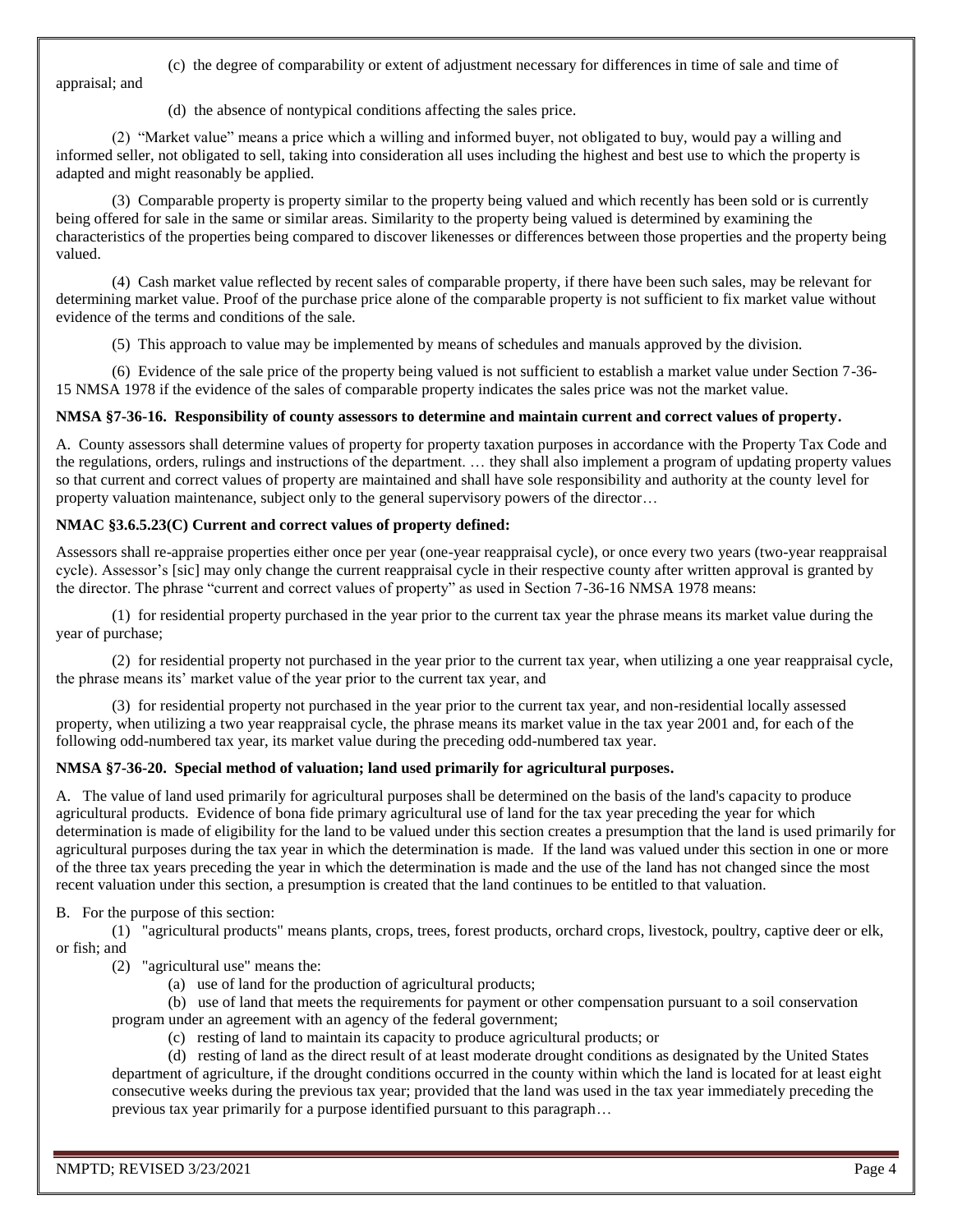(c) the degree of comparability or extent of adjustment necessary for differences in time of sale and time of appraisal; and

(d) the absence of nontypical conditions affecting the sales price.

(2) "Market value" means a price which a willing and informed buyer, not obligated to buy, would pay a willing and informed seller, not obligated to sell, taking into consideration all uses including the highest and best use to which the property is adapted and might reasonably be applied.

(3) Comparable property is property similar to the property being valued and which recently has been sold or is currently being offered for sale in the same or similar areas. Similarity to the property being valued is determined by examining the characteristics of the properties being compared to discover likenesses or differences between those properties and the property being valued.

(4) Cash market value reflected by recent sales of comparable property, if there have been such sales, may be relevant for determining market value. Proof of the purchase price alone of the comparable property is not sufficient to fix market value without evidence of the terms and conditions of the sale.

(5) This approach to value may be implemented by means of schedules and manuals approved by the division.

(6) Evidence of the sale price of the property being valued is not sufficient to establish a market value under Section 7-36-15 NMSA 1978 if the evidence of the sales of comparable property indicates the sales price was not the market value.

**NMSA §7-36-16. Responsibility of county assessors to determine and maintain current and correct values of property.**

A. County assessors shall determine values of property for property taxation purposes in accordance with the Property Tax Code and the regulations, orders, rulings and instructions of the department. … they shall also implement a program of updating property values so that current and correct values of property are maintained and shall have sole responsibility and authority at the county level for property valuation maintenance, subject only to the general supervisory powers of the director…

**NMAC §3.6.5.23(C) Current and correct values of property defined:**

Assessors shall re-appraise properties either once per year (one-year reappraisal cycle), or once every two years (two-year reappraisal cycle). Assessor's [sic] may only change the current reappraisal cycle in their respective county after written approval is granted by the director. The phrase "current and correct values of property" as used in Section 7-36-16 NMSA 1978 means:

(1) for residential property purchased in the year prior to the current tax year the phrase means its market value during the year of purchase;

(2) for residential property not purchased in the year prior to the current tax year, when utilizing a one year reappraisal cycle, the phrase means its' market value of the year prior to the current tax year, and

(3) for residential property not purchased in the year prior to the current tax year, and non-residential locally assessed property, when utilizing a two year reappraisal cycle, the phrase means its market value in the tax year 2001 and, for each of the following odd-numbered tax year, its market value during the preceding odd-numbered tax year.

**NMSA §7-36-20. Special method of valuation; land used primarily for agricultural purposes.**

A. The value of land used primarily for agricultural purposes shall be determined on the basis of the land's capacity to produce agricultural products. Evidence of bona fide primary agricultural use of land for the tax year preceding the year for which determination is made of eligibility for the land to be valued under this section creates a presumption that the land is used primarily for agricultural purposes during the tax year in which the determination is made. If the land was valued under this section in one or more of the three tax years preceding the year in which the determination is made and the use of the land has not changed since the most recent valuation under this section, a presumption is created that the land continues to be entitled to that valuation.

B. For the purpose of this section:

(1) "agricultural products" means plants, crops, trees, forest products, orchard crops, livestock, poultry, captive deer or elk, or fish; and

(2) "agricultural use" means the:

(a) use of land for the production of agricultural products;

(b) use of land that meets the requirements for payment or other compensation pursuant to a soil conservation program under an agreement with an agency of the federal government;

(c) resting of land to maintain its capacity to produce agricultural products; or

(d) resting of land as the direct result of at least moderate drought conditions as designated by the United States department of agriculture, if the drought conditions occurred in the county within which the land is located for at least eight consecutive weeks during the previous tax year; provided that the land was used in the tax year immediately preceding the previous tax year primarily for a purpose identified pursuant to this paragraph…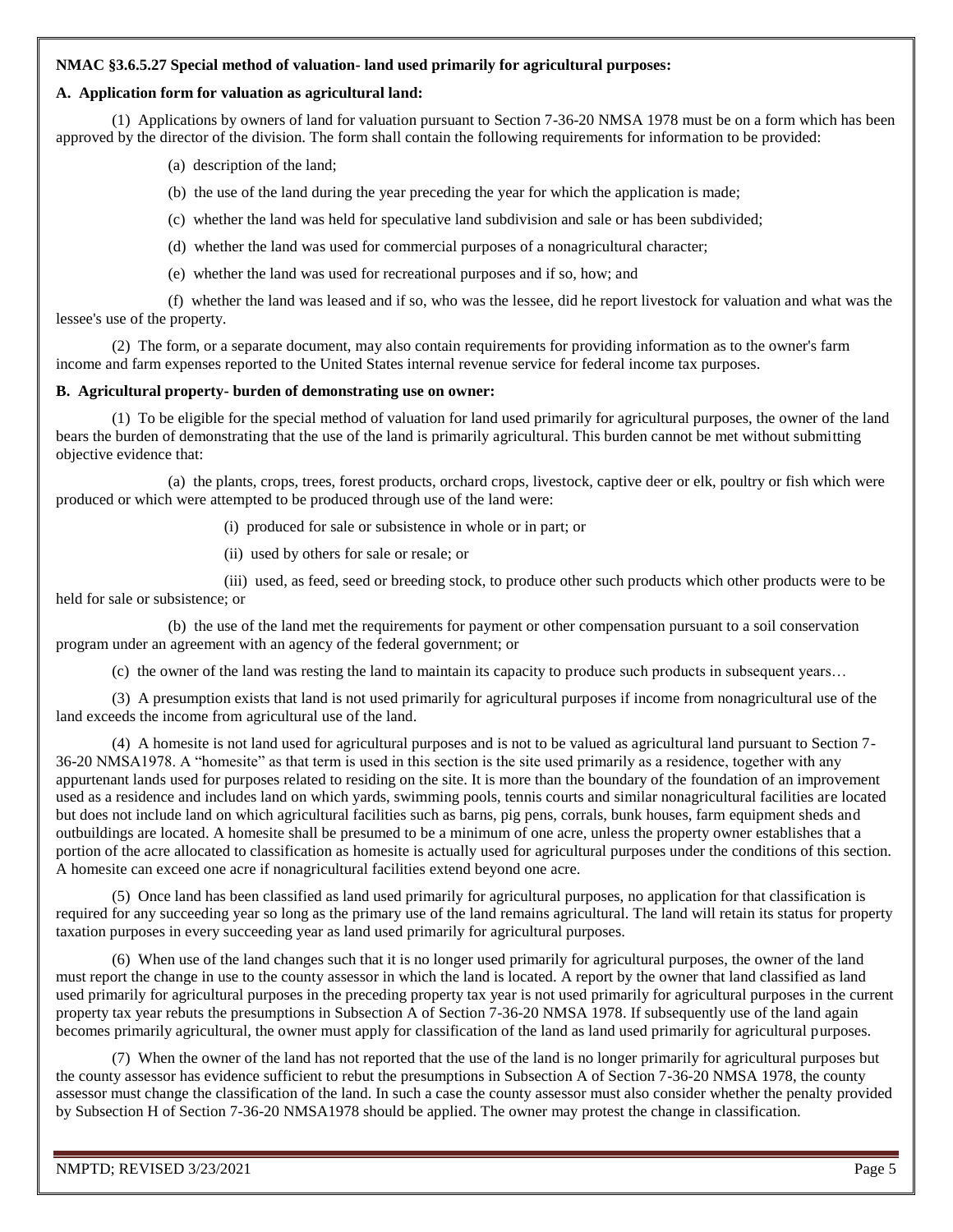**NMAC §3.6.5.27 Special method of valuation- land used primarily for agricultural purposes:**

**A. Application form for valuation as agricultural land:**

(1) Applications by owners of land for valuation pursuant to Section 7-36-20 NMSA 1978 must be on a form which has been approved by the director of the division. The form shall contain the following requirements for information to be provided:

(a) description of the land;

(b) the use of the land during the year preceding the year for which the application is made;

(c) whether the land was held for speculative land subdivision and sale or has been subdivided;

(d) whether the land was used for commercial purposes of a nonagricultural character;

(e) whether the land was used for recreational purposes and if so, how; and

(f) whether the land was leased and if so, who was the lessee, did he report livestock for valuation and what was the lessee's use of the property.

(2) The form, or a separate document, may also contain requirements for providing information as to the owner's farm income and farm expenses reported to the United States internal revenue service for federal income tax purposes.

**B. Agricultural property- burden of demonstrating use on owner:**

(1) To be eligible for the special method of valuation for land used primarily for agricultural purposes, the owner of the land bears the burden of demonstrating that the use of the land is primarily agricultural. This burden cannot be met without submitting objective evidence that:

(a) the plants, crops, trees, forest products, orchard crops, livestock, captive deer or elk, poultry or fish which were produced or which were attempted to be produced through use of the land were:

(i) produced for sale or subsistence in whole or in part; or

(ii) used by others for sale or resale; or

(iii) used, as feed, seed or breeding stock, to produce other such products which other products were to be held for sale or subsistence; or

(b) the use of the land met the requirements for payment or other compensation pursuant to a soil conservation program under an agreement with an agency of the federal government; or

(c) the owner of the land was resting the land to maintain its capacity to produce such products in subsequent years…

(3) A presumption exists that land is not used primarily for agricultural purposes if income from nonagricultural use of the land exceeds the income from agricultural use of the land.

(4) A homesite is not land used for agricultural purposes and is not to be valued as agricultural land pursuant to Section 7-36-20 NMSA1978. A "homesite" as that term is used in this section is the site used primarily as a residence, together with any appurtenant lands used for purposes related to residing on the site. It is more than the boundary of the foundation of an improvement used as a residence and includes land on which yards, swimming pools, tennis courts and similar nonagricultural facilities are located but does not include land on which agricultural facilities such as barns, pig pens, corrals, bunk houses, farm equipment sheds and outbuildings are located. A homesite shall be presumed to be a minimum of one acre, unless the property owner establishes that a portion of the acre allocated to classification as homesite is actually used for agricultural purposes under the conditions of this section. A homesite can exceed one acre if nonagricultural facilities extend beyond one acre.

(5) Once land has been classified as land used primarily for agricultural purposes, no application for that classification is required for any succeeding year so long as the primary use of the land remains agricultural. The land will retain its status for property taxation purposes in every succeeding year as land used primarily for agricultural purposes.

(6) When use of the land changes such that it is no longer used primarily for agricultural purposes, the owner of the land must report the change in use to the county assessor in which the land is located. A report by the owner that land classified as land used primarily for agricultural purposes in the preceding property tax year is not used primarily for agricultural purposes in the current property tax year rebuts the presumptions in Subsection A of Section 7-36-20 NMSA 1978. If subsequently use of the land again becomes primarily agricultural, the owner must apply for classification of the land as land used primarily for agricultural purposes.

(7) When the owner of the land has not reported that the use of the land is no longer primarily for agricultural purposes but the county assessor has evidence sufficient to rebut the presumptions in Subsection A of Section 7-36-20 NMSA 1978, the county assessor must change the classification of the land. In such a case the county assessor must also consider whether the penalty provided by Subsection H of Section 7-36-20 NMSA1978 should be applied. The owner may protest the change in classification.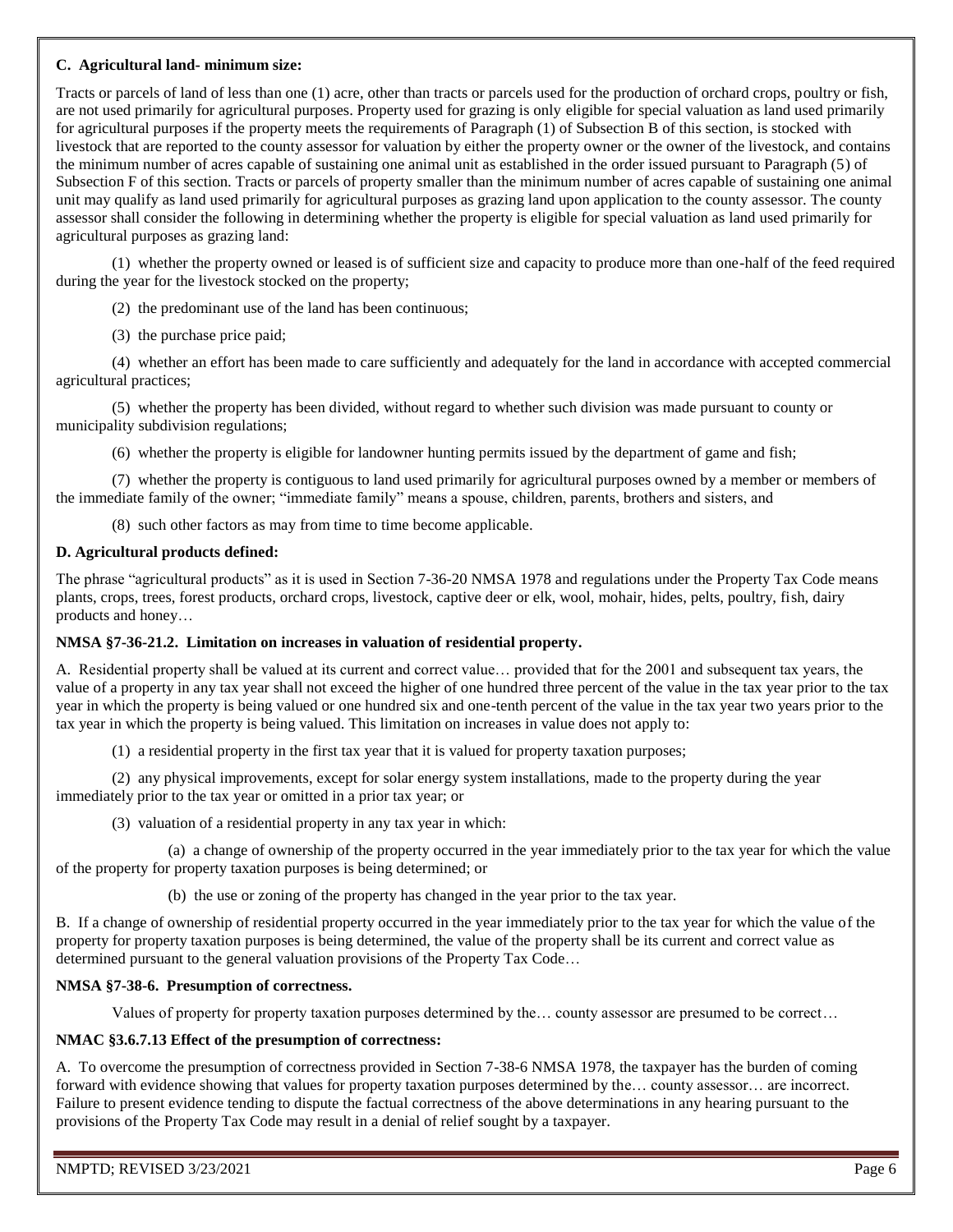**C. Agricultural land- minimum size:**

Tracts or parcels of land of less than one (1) acre, other than tracts or parcels used for the production of orchard crops, poultry or fish, are not used primarily for agricultural purposes. Property used for grazing is only eligible for special valuation as land used primarily for agricultural purposes if the property meets the requirements of Paragraph (1) of Subsection B of this section, is stocked with livestock that are reported to the county assessor for valuation by either the property owner or the owner of the livestock, and contains the minimum number of acres capable of sustaining one animal unit as established in the order issued pursuant to Paragraph (5) of Subsection F of this section. Tracts or parcels of property smaller than the minimum number of acres capable of sustaining one animal unit may qualify as land used primarily for agricultural purposes as grazing land upon application to the county assessor. The county assessor shall consider the following in determining whether the property is eligible for special valuation as land used primarily for agricultural purposes as grazing land:

(1) whether the property owned or leased is of sufficient size and capacity to produce more than one-half of the feed required during the year for the livestock stocked on the property;

(2) the predominant use of the land has been continuous;

(3) the purchase price paid;

(4) whether an effort has been made to care sufficiently and adequately for the land in accordance with accepted commercial agricultural practices;

(5) whether the property has been divided, without regard to whether such division was made pursuant to county or municipality subdivision regulations;

(6) whether the property is eligible for landowner hunting permits issued by the department of game and fish;

(7) whether the property is contiguous to land used primarily for agricultural purposes owned by a member or members of the immediate family of the owner; "immediate family" means a spouse, children, parents, brothers and sisters, and

(8) such other factors as may from time to time become applicable.

**D. Agricultural products defined:**

The phrase "agricultural products" as it is used in Section 7-36-20 NMSA 1978 and regulations under the Property Tax Code means plants, crops, trees, forest products, orchard crops, livestock, captive deer or elk, wool, mohair, hides, pelts, poultry, fish, dairy products and honey…

**NMSA §7-36-21.2. Limitation on increases in valuation of residential property.**

A. Residential property shall be valued at its current and correct value… provided that for the 2001 and subsequent tax years, the value of a property in any tax year shall not exceed the higher of one hundred three percent of the value in the tax year prior to the tax year in which the property is being valued or one hundred six and one-tenth percent of the value in the tax year two years prior to the tax year in which the property is being valued. This limitation on increases in value does not apply to:

(1) a residential property in the first tax year that it is valued for property taxation purposes;

(2) any physical improvements, except for solar energy system installations, made to the property during the year immediately prior to the tax year or omitted in a prior tax year; or

(3) valuation of a residential property in any tax year in which:

(a) a change of ownership of the property occurred in the year immediately prior to the tax year for which the value of the property for property taxation purposes is being determined; or

(b) the use or zoning of the property has changed in the year prior to the tax year.

B. If a change of ownership of residential property occurred in the year immediately prior to the tax year for which the value of the property for property taxation purposes is being determined, the value of the property shall be its current and correct value as determined pursuant to the general valuation provisions of the Property Tax Code…

**NMSA §7-38-6. Presumption of correctness.**

Values of property for property taxation purposes determined by the… county assessor are presumed to be correct…

**NMAC §3.6.7.13 Effect of the presumption of correctness:**

A. To overcome the presumption of correctness provided in Section 7-38-6 NMSA 1978, the taxpayer has the burden of coming forward with evidence showing that values for property taxation purposes determined by the… county assessor… are incorrect. Failure to present evidence tending to dispute the factual correctness of the above determinations in any hearing pursuant to the provisions of the Property Tax Code may result in a denial of relief sought by a taxpayer.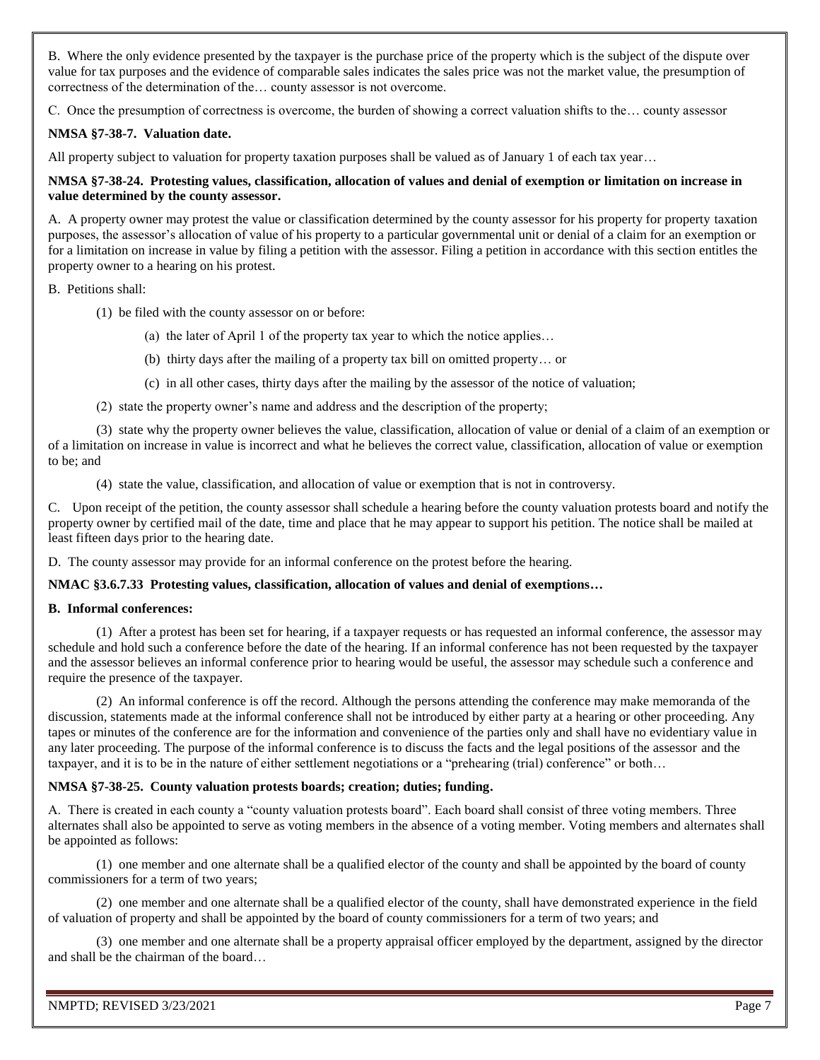B. Where the only evidence presented by the taxpayer is the purchase price of the property which is the subject of the dispute over value for tax purposes and the evidence of comparable sales indicates the sales price was not the market value, the presumption of correctness of the determination of the… county assessor is not overcome.

C. Once the presumption of correctness is overcome, the burden of showing a correct valuation shifts to the… county assessor

**NMSA §7-38-7. Valuation date.**

All property subject to valuation for property taxation purposes shall be valued as of January 1 of each tax year…

**NMSA §7-38-24. Protesting values, classification, allocation of values and denial of exemption or limitation on increase in value determined by the county assessor.**

A. A property owner may protest the value or classification determined by the county assessor for his property for property taxation purposes, the assessor's allocation of value of his property to a particular governmental unit or denial of a claim for an exemption or for a limitation on increase in value by filing a petition with the assessor. Filing a petition in accordance with this section entitles the property owner to a hearing on his protest.

B. Petitions shall:

(1) be filed with the county assessor on or before:

(a) the later of April 1 of the property tax year to which the notice applies…

(b) thirty days after the mailing of a property tax bill on omitted property… or

(c) in all other cases, thirty days after the mailing by the assessor of the notice of valuation;

(2) state the property owner's name and address and the description of the property;

(3) state why the property owner believes the value, classification, allocation of value or denial of a claim of an exemption or of a limitation on increase in value is incorrect and what he believes the correct value, classification, allocation of value or exemption to be; and

(4) state the value, classification, and allocation of value or exemption that is not in controversy.

C. Upon receipt of the petition, the county assessor shall schedule a hearing before the county valuation protests board and notify the property owner by certified mail of the date, time and place that he may appear to support his petition. The notice shall be mailed at least fifteen days prior to the hearing date.

D. The county assessor may provide for an informal conference on the protest before the hearing.

**NMAC §3.6.7.33 Protesting values, classification, allocation of values and denial of exemptions…**

**B. Informal conferences:**

(1) After a protest has been set for hearing, if a taxpayer requests or has requested an informal conference, the assessor may schedule and hold such a conference before the date of the hearing. If an informal conference has not been requested by the taxpayer and the assessor believes an informal conference prior to hearing would be useful, the assessor may schedule such a conference and require the presence of the taxpayer.

(2) An informal conference is off the record. Although the persons attending the conference may make memoranda of the discussion, statements made at the informal conference shall not be introduced by either party at a hearing or other proceeding. Any tapes or minutes of the conference are for the information and convenience of the parties only and shall have no evidentiary value in any later proceeding. The purpose of the informal conference is to discuss the facts and the legal positions of the assessor and the taxpayer, and it is to be in the nature of either settlement negotiations or a "prehearing (trial) conference" or both…

**NMSA §7-38-25. County valuation protests boards; creation; duties; funding.**

A. There is created in each county a "county valuation protests board". Each board shall consist of three voting members. Three alternates shall also be appointed to serve as voting members in the absence of a voting member. Voting members and alternates shall be appointed as follows:

(1) one member and one alternate shall be a qualified elector of the county and shall be appointed by the board of county commissioners for a term of two years;

(2) one member and one alternate shall be a qualified elector of the county, shall have demonstrated experience in the field of valuation of property and shall be appointed by the board of county commissioners for a term of two years; and

(3) one member and one alternate shall be a property appraisal officer employed by the department, assigned by the director and shall be the chairman of the board…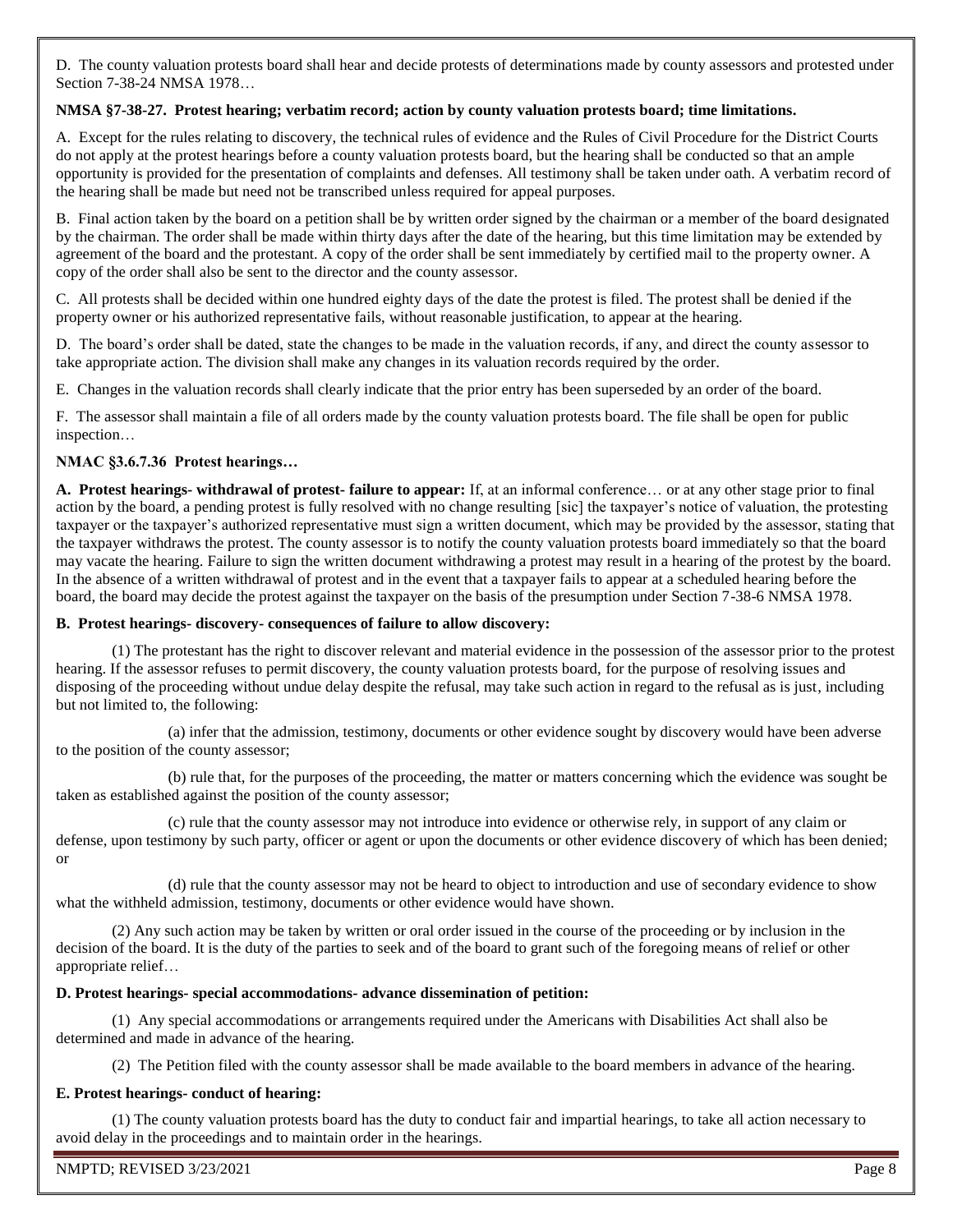D. The county valuation protests board shall hear and decide protests of determinations made by county assessors and protested under Section 7-38-24 NMSA 1978…

**NMSA §7-38-27. Protest hearing; verbatim record; action by county valuation protests board; time limitations.**

A. Except for the rules relating to discovery, the technical rules of evidence and the Rules of Civil Procedure for the District Courts do not apply at the protest hearings before a county valuation protests board, but the hearing shall be conducted so that an ample opportunity is provided for the presentation of complaints and defenses. All testimony shall be taken under oath. A verbatim record of the hearing shall be made but need not be transcribed unless required for appeal purposes.

B. Final action taken by the board on a petition shall be by written order signed by the chairman or a member of the board designated by the chairman. The order shall be made within thirty days after the date of the hearing, but this time limitation may be extended by agreement of the board and the protestant. A copy of the order shall be sent immediately by certified mail to the property owner. A copy of the order shall also be sent to the director and the county assessor.

C. All protests shall be decided within one hundred eighty days of the date the protest is filed. The protest shall be denied if the property owner or his authorized representative fails, without reasonable justification, to appear at the hearing.

D. The board's order shall be dated, state the changes to be made in the valuation records, if any, and direct the county assessor to take appropriate action. The division shall make any changes in its valuation records required by the order.

E. Changes in the valuation records shall clearly indicate that the prior entry has been superseded by an order of the board.

F. The assessor shall maintain a file of all orders made by the county valuation protests board. The file shall be open for public inspection…

**NMAC §3.6.7.36 Protest hearings…**

**A. Protest hearings- withdrawal of protest- failure to appear:** If, at an informal conference… or at any other stage prior to final action by the board, a pending protest is fully resolved with no change resulting [sic] the taxpayer's notice of valuation, the protesting taxpayer or the taxpayer's authorized representative must sign a written document, which may be provided by the assessor, stating that the taxpayer withdraws the protest. The county assessor is to notify the county valuation protests board immediately so that the board may vacate the hearing. Failure to sign the written document withdrawing a protest may result in a hearing of the protest by the board. In the absence of a written withdrawal of protest and in the event that a taxpayer fails to appear at a scheduled hearing before the board, the board may decide the protest against the taxpayer on the basis of the presumption under Section 7-38-6 NMSA 1978.

**B. Protest hearings- discovery- consequences of failure to allow discovery:**

(1) The protestant has the right to discover relevant and material evidence in the possession of the assessor prior to the protest hearing. If the assessor refuses to permit discovery, the county valuation protests board, for the purpose of resolving issues and disposing of the proceeding without undue delay despite the refusal, may take such action in regard to the refusal as is just, including but not limited to, the following:

(a) infer that the admission, testimony, documents or other evidence sought by discovery would have been adverse to the position of the county assessor;

(b) rule that, for the purposes of the proceeding, the matter or matters concerning which the evidence was sought be taken as established against the position of the county assessor;

(c) rule that the county assessor may not introduce into evidence or otherwise rely, in support of any claim or defense, upon testimony by such party, officer or agent or upon the documents or other evidence discovery of which has been denied; or

(d) rule that the county assessor may not be heard to object to introduction and use of secondary evidence to show what the withheld admission, testimony, documents or other evidence would have shown.

(2) Any such action may be taken by written or oral order issued in the course of the proceeding or by inclusion in the decision of the board. It is the duty of the parties to seek and of the board to grant such of the foregoing means of relief or other appropriate relief…

**D. Protest hearings- special accommodations- advance dissemination of petition:**

(1) Any special accommodations or arrangements required under the Americans with Disabilities Act shall also be determined and made in advance of the hearing.

(2) The Petition filed with the county assessor shall be made available to the board members in advance of the hearing.

**E. Protest hearings- conduct of hearing:**

(1) The county valuation protests board has the duty to conduct fair and impartial hearings, to take all action necessary to avoid delay in the proceedings and to maintain order in the hearings.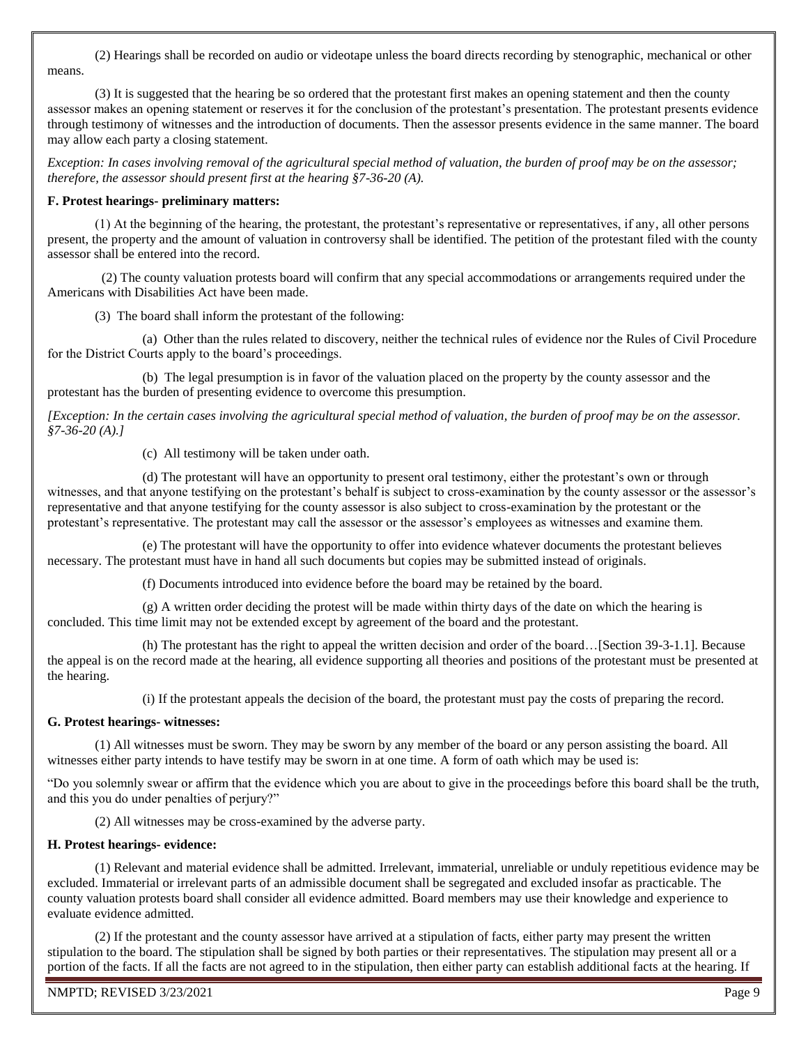(2) Hearings shall be recorded on audio or videotape unless the board directs recording by stenographic, mechanical or other means.

(3) It is suggested that the hearing be so ordered that the protestant first makes an opening statement and then the county assessor makes an opening statement or reserves it for the conclusion of the protestant's presentation. The protestant presents evidence through testimony of witnesses and the introduction of documents. Then the assessor presents evidence in the same manner. The board may allow each party a closing statement.

*Exception: In cases involving removal of the agricultural special method of valuation, the burden of proof may be on the assessor; therefore, the assessor should present first at the hearing §7-36-20 (A).*

**F. Protest hearings- preliminary matters:**

(1) At the beginning of the hearing, the protestant, the protestant's representative or representatives, if any, all other persons present, the property and the amount of valuation in controversy shall be identified. The petition of the protestant filed with the county assessor shall be entered into the record.

(2) The county valuation protests board will confirm that any special accommodations or arrangements required under the Americans with Disabilities Act have been made.

(3) The board shall inform the protestant of the following:

(a) Other than the rules related to discovery, neither the technical rules of evidence nor the Rules of Civil Procedure for the District Courts apply to the board's proceedings.

(b) The legal presumption is in favor of the valuation placed on the property by the county assessor and the protestant has the burden of presenting evidence to overcome this presumption.

*[Exception: In the certain cases involving the agricultural special method of valuation, the burden of proof may be on the assessor. §7-36-20 (A).]*

(c) All testimony will be taken under oath.

(d) The protestant will have an opportunity to present oral testimony, either the protestant's own or through witnesses, and that anyone testifying on the protestant's behalf is subject to cross-examination by the county assessor or the assessor's representative and that anyone testifying for the county assessor is also subject to cross-examination by the protestant or the protestant's representative. The protestant may call the assessor or the assessor's employees as witnesses and examine them.

(e) The protestant will have the opportunity to offer into evidence whatever documents the protestant believes necessary. The protestant must have in hand all such documents but copies may be submitted instead of originals.

(f) Documents introduced into evidence before the board may be retained by the board.

(g) A written order deciding the protest will be made within thirty days of the date on which the hearing is concluded. This time limit may not be extended except by agreement of the board and the protestant.

(h) The protestant has the right to appeal the written decision and order of the board…[Section 39-3-1.1]. Because the appeal is on the record made at the hearing, all evidence supporting all theories and positions of the protestant must be presented at the hearing.

(i) If the protestant appeals the decision of the board, the protestant must pay the costs of preparing the record.

**G. Protest hearings- witnesses:**

(1) All witnesses must be sworn. They may be sworn by any member of the board or any person assisting the board. All witnesses either party intends to have testify may be sworn in at one time. A form of oath which may be used is:

"Do you solemnly swear or affirm that the evidence which you are about to give in the proceedings before this board shall be the truth, and this you do under penalties of perjury?"

(2) All witnesses may be cross-examined by the adverse party.

**H. Protest hearings- evidence:**

(1) Relevant and material evidence shall be admitted. Irrelevant, immaterial, unreliable or unduly repetitious evidence may be excluded. Immaterial or irrelevant parts of an admissible document shall be segregated and excluded insofar as practicable. The county valuation protests board shall consider all evidence admitted. Board members may use their knowledge and experience to evaluate evidence admitted.

(2) If the protestant and the county assessor have arrived at a stipulation of facts, either party may present the written stipulation to the board. The stipulation shall be signed by both parties or their representatives. The stipulation may present all or a portion of the facts. If all the facts are not agreed to in the stipulation, then either party can establish additional facts at the hearing. If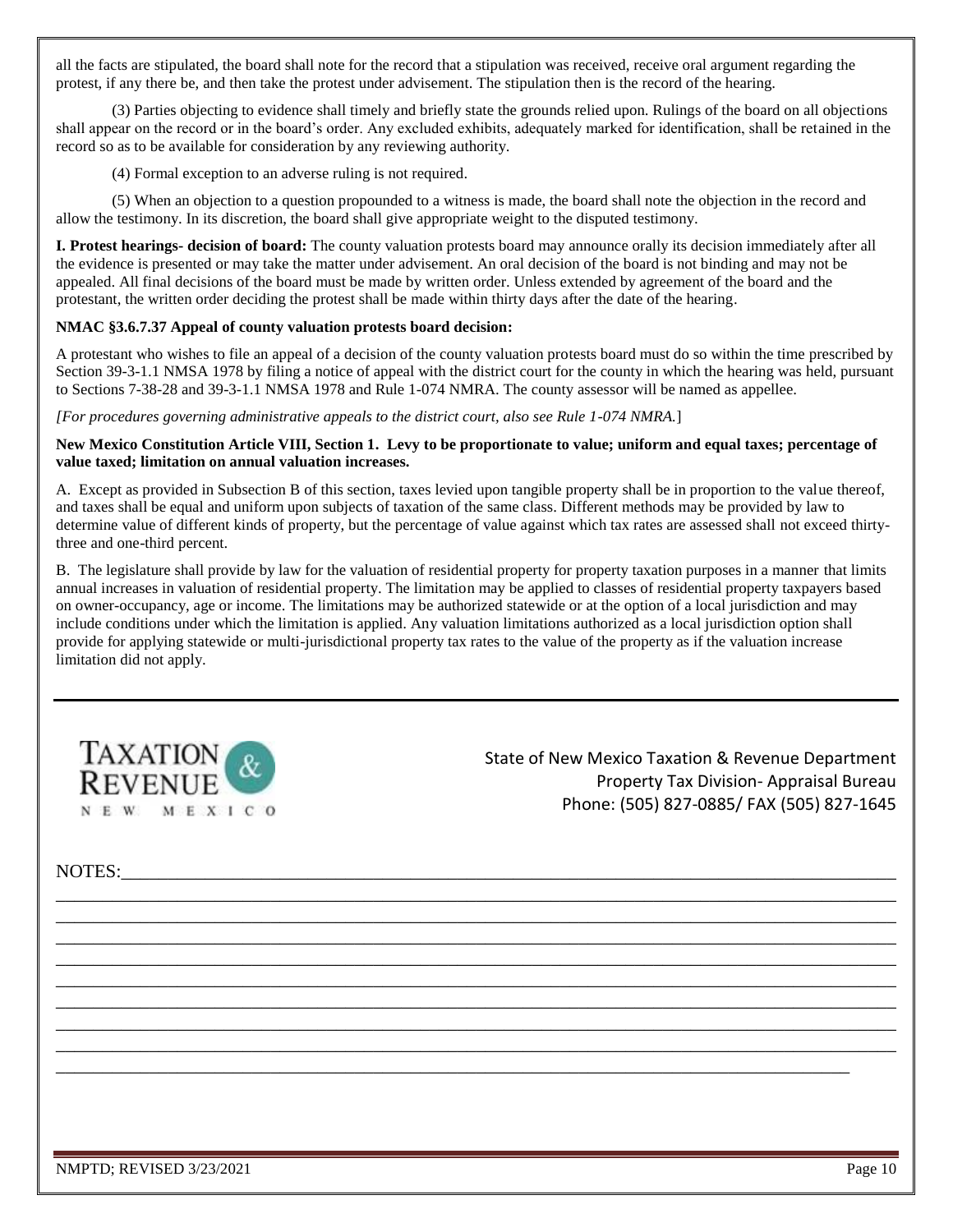all the facts are stipulated, the board shall note for the record that a stipulation was received, receive oral argument regarding the protest, if any there be, and then take the protest under advisement. The stipulation then is the record of the hearing.

(3) Parties objecting to evidence shall timely and briefly state the grounds relied upon. Rulings of the board on all objections shall appear on the record or in the board's order. Any excluded exhibits, adequately marked for identification, shall be retained in the record so as to be available for consideration by any reviewing authority.

(4) Formal exception to an adverse ruling is not required.

(5) When an objection to a question propounded to a witness is made, the board shall note the objection in the record and allow the testimony. In its discretion, the board shall give appropriate weight to the disputed testimony.

**I. Protest hearings- decision of board:** The county valuation protests board may announce orally its decision immediately after all the evidence is presented or may take the matter under advisement. An oral decision of the board is not binding and may not be appealed. All final decisions of the board must be made by written order. Unless extended by agreement of the board and the protestant, the written order deciding the protest shall be made within thirty days after the date of the hearing.

**NMAC §3.6.7.37 Appeal of county valuation protests board decision:**

A protestant who wishes to file an appeal of a decision of the county valuation protests board must do so within the time prescribed by Section 39-3-1.1 NMSA 1978 by filing a notice of appeal with the district court for the county in which the hearing was held, pursuant to Sections 7-38-28 and 39-3-1.1 NMSA 1978 and Rule 1-074 NMRA. The county assessor will be named as appellee.

*[For procedures governing administrative appeals to the district court, also see Rule 1-074 NMRA.*]

**New Mexico Constitution Article VIII, Section 1. Levy to be proportionate to value; uniform and equal taxes; percentage of value taxed; limitation on annual valuation increases.**

A. Except as provided in Subsection B of this section, taxes levied upon tangible property shall be in proportion to the value thereof, and taxes shall be equal and uniform upon subjects of taxation of the same class. Different methods may be provided by law to determine value of different kinds of property, but the percentage of value against which tax rates are assessed shall not exceed thirty-three and one-third percent.

B. The legislature shall provide by law for the valuation of residential property for property taxation purposes in a manner that limits annual increases in valuation of residential property. The limitation may be applied to classes of residential property taxpayers based on owner-occupancy, age or income. The limitations may be authorized statewide or at the option of a local jurisdiction and may include conditions under which the limitation is applied. Any valuation limitations authorized as a local jurisdiction option shall provide for applying statewide or multi-jurisdictional property tax rates to the value of the property as if the valuation increase limitation did not apply.

---

TAXATION & REVENUE
NEW MEXICO

State of New Mexico Taxation & Revenue Department
Property Tax Division- Appraisal Bureau
Phone: (505) 827-0885/ FAX (505) 827-1645

NOTES:________________________________________________________________________________